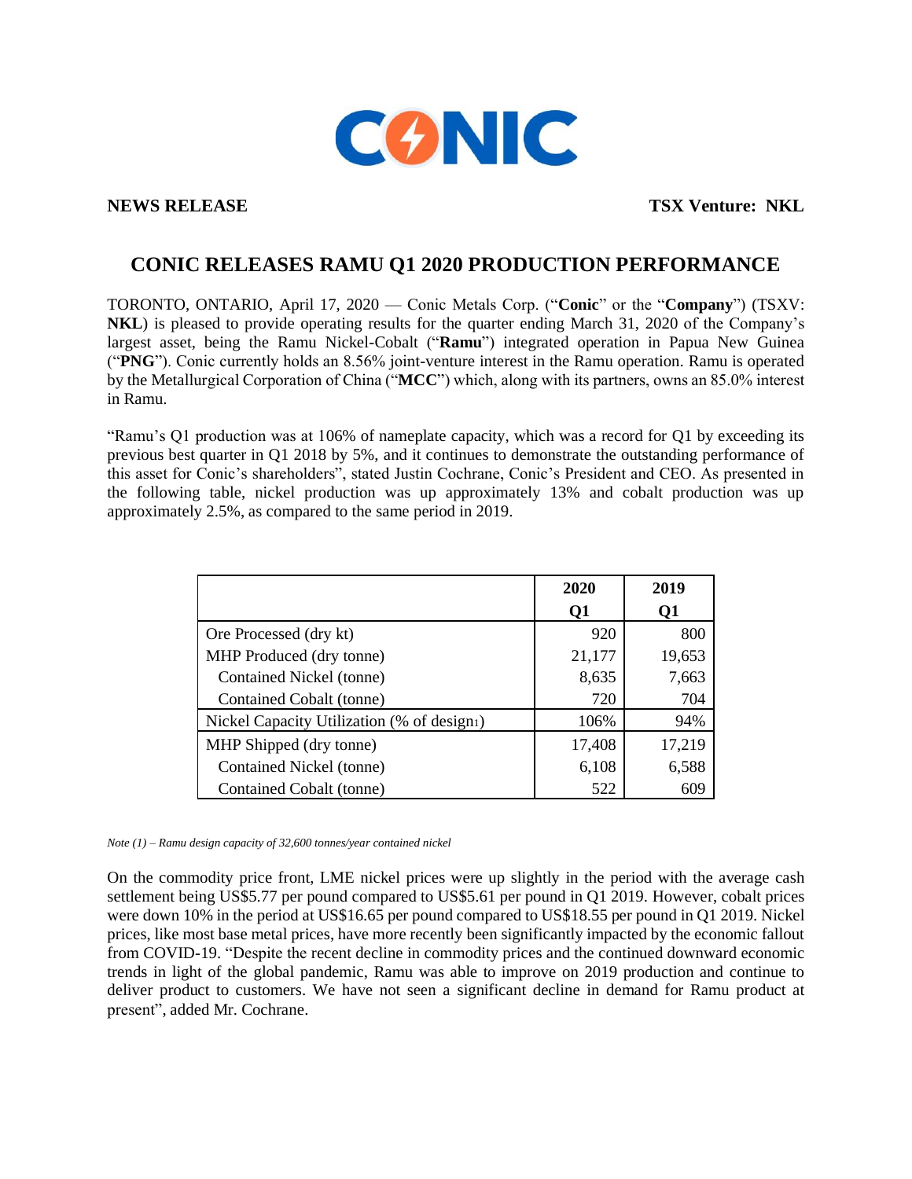CONIC

**NEWS RELEASE** **TSX Venture: NKL**

# CONIC RELEASES RAMU Q1 2020 PRODUCTION PERFORMANCE

TORONTO, ONTARIO, April 17, 2020 — Conic Metals Corp. ("**Conic**" or the "**Company**") (TSXV: **NKL**) is pleased to provide operating results for the quarter ending March 31, 2020 of the Company's largest asset, being the Ramu Nickel-Cobalt ("**Ramu**") integrated operation in Papua New Guinea ("**PNG**"). Conic currently holds an 8.56% joint-venture interest in the Ramu operation. Ramu is operated by the Metallurgical Corporation of China ("**MCC**") which, along with its partners, owns an 85.0% interest in Ramu.

"Ramu's Q1 production was at 106% of nameplate capacity, which was a record for Q1 by exceeding its previous best quarter in Q1 2018 by 5%, and it continues to demonstrate the outstanding performance of this asset for Conic's shareholders", stated Justin Cochrane, Conic's President and CEO. As presented in the following table, nickel production was up approximately 13% and cobalt production was up approximately 2.5%, as compared to the same period in 2019.

| | 2020 Q1 | 2019 Q1 |
|---|---|---|
| Ore Processed (dry kt) | 920 | 800 |
| MHP Produced (dry tonne) | 21,177 | 19,653 |
| Contained Nickel (tonne) | 8,635 | 7,663 |
| Contained Cobalt (tonne) | 720 | 704 |
| Nickel Capacity Utilization (% of design[1]) | 106% | 94% |
| MHP Shipped (dry tonne) | 17,408 | 17,219 |
| Contained Nickel (tonne) | 6,108 | 6,588 |
| Contained Cobalt (tonne) | 522 | 609 |

*Note (1) – Ramu design capacity of 32,600 tonnes/year contained nickel*

On the commodity price front, LME nickel prices were up slightly in the period with the average cash settlement being US$5.77 per pound compared to US$5.61 per pound in Q1 2019. However, cobalt prices were down 10% in the period at US$16.65 per pound compared to US$18.55 per pound in Q1 2019. Nickel prices, like most base metal prices, have more recently been significantly impacted by the economic fallout from COVID-19. "Despite the recent decline in commodity prices and the continued downward economic trends in light of the global pandemic, Ramu was able to improve on 2019 production and continue to deliver product to customers. We have not seen a significant decline in demand for Ramu product at present", added Mr. Cochrane.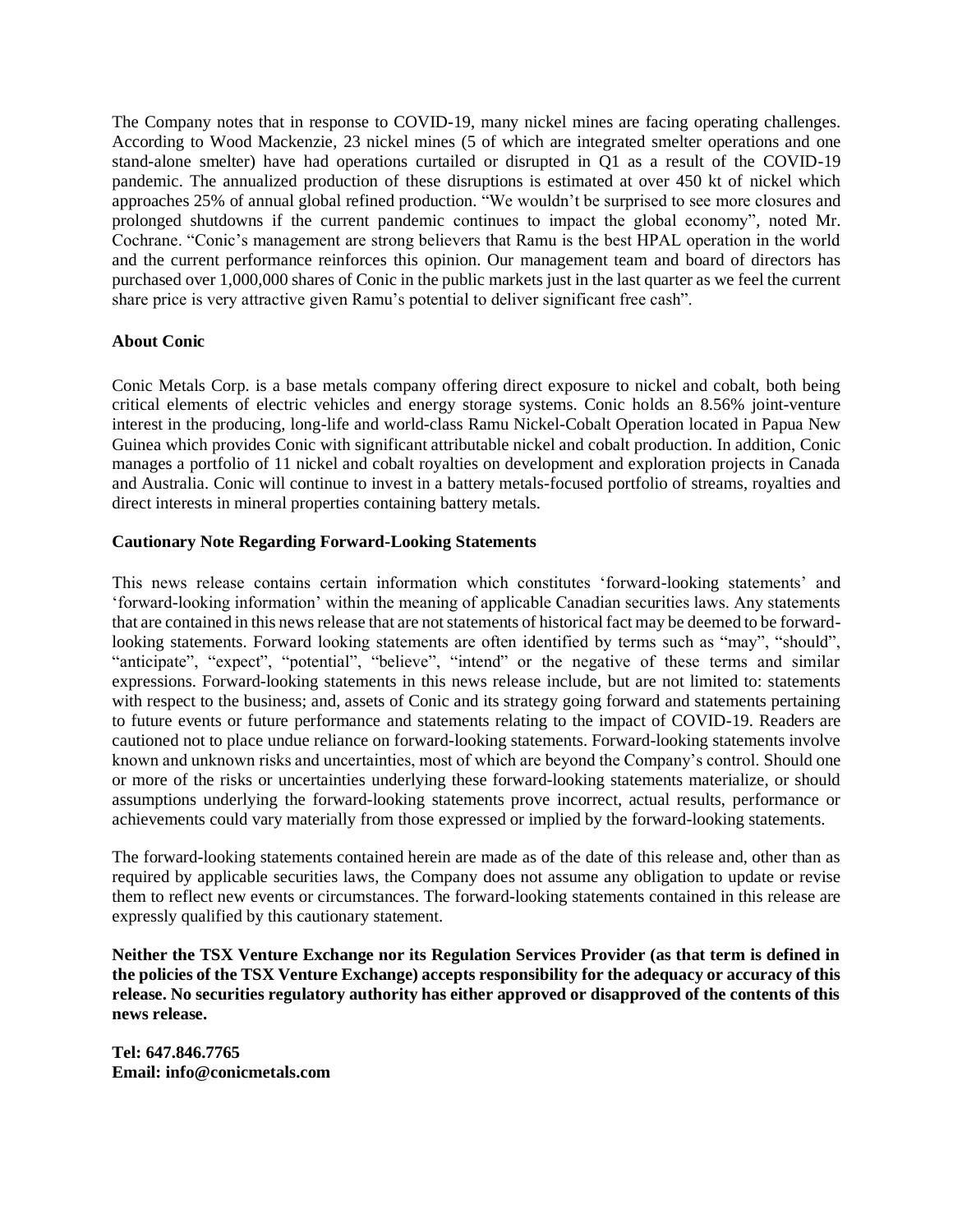The Company notes that in response to COVID-19, many nickel mines are facing operating challenges. According to Wood Mackenzie, 23 nickel mines (5 of which are integrated smelter operations and one stand-alone smelter) have had operations curtailed or disrupted in Q1 as a result of the COVID-19 pandemic. The annualized production of these disruptions is estimated at over 450 kt of nickel which approaches 25% of annual global refined production. "We wouldn't be surprised to see more closures and prolonged shutdowns if the current pandemic continues to impact the global economy", noted Mr. Cochrane. "Conic's management are strong believers that Ramu is the best HPAL operation in the world and the current performance reinforces this opinion. Our management team and board of directors has purchased over 1,000,000 shares of Conic in the public markets just in the last quarter as we feel the current share price is very attractive given Ramu's potential to deliver significant free cash".

**About Conic**

Conic Metals Corp. is a base metals company offering direct exposure to nickel and cobalt, both being critical elements of electric vehicles and energy storage systems. Conic holds an 8.56% joint-venture interest in the producing, long-life and world-class Ramu Nickel-Cobalt Operation located in Papua New Guinea which provides Conic with significant attributable nickel and cobalt production. In addition, Conic manages a portfolio of 11 nickel and cobalt royalties on development and exploration projects in Canada and Australia. Conic will continue to invest in a battery metals-focused portfolio of streams, royalties and direct interests in mineral properties containing battery metals.

**Cautionary Note Regarding Forward-Looking Statements**

This news release contains certain information which constitutes 'forward-looking statements' and 'forward-looking information' within the meaning of applicable Canadian securities laws. Any statements that are contained in this news release that are not statements of historical fact may be deemed to be forward-looking statements. Forward looking statements are often identified by terms such as "may", "should", "anticipate", "expect", "potential", "believe", "intend" or the negative of these terms and similar expressions. Forward-looking statements in this news release include, but are not limited to: statements with respect to the business; and, assets of Conic and its strategy going forward and statements pertaining to future events or future performance and statements relating to the impact of COVID-19. Readers are cautioned not to place undue reliance on forward-looking statements. Forward-looking statements involve known and unknown risks and uncertainties, most of which are beyond the Company's control. Should one or more of the risks or uncertainties underlying these forward-looking statements materialize, or should assumptions underlying the forward-looking statements prove incorrect, actual results, performance or achievements could vary materially from those expressed or implied by the forward-looking statements.

The forward-looking statements contained herein are made as of the date of this release and, other than as required by applicable securities laws, the Company does not assume any obligation to update or revise them to reflect new events or circumstances. The forward-looking statements contained in this release are expressly qualified by this cautionary statement.

**Neither the TSX Venture Exchange nor its Regulation Services Provider (as that term is defined in the policies of the TSX Venture Exchange) accepts responsibility for the adequacy or accuracy of this release. No securities regulatory authority has either approved or disapproved of the contents of this news release.**

**Tel: 647.846.7765**
**Email: info@conicmetals.com**